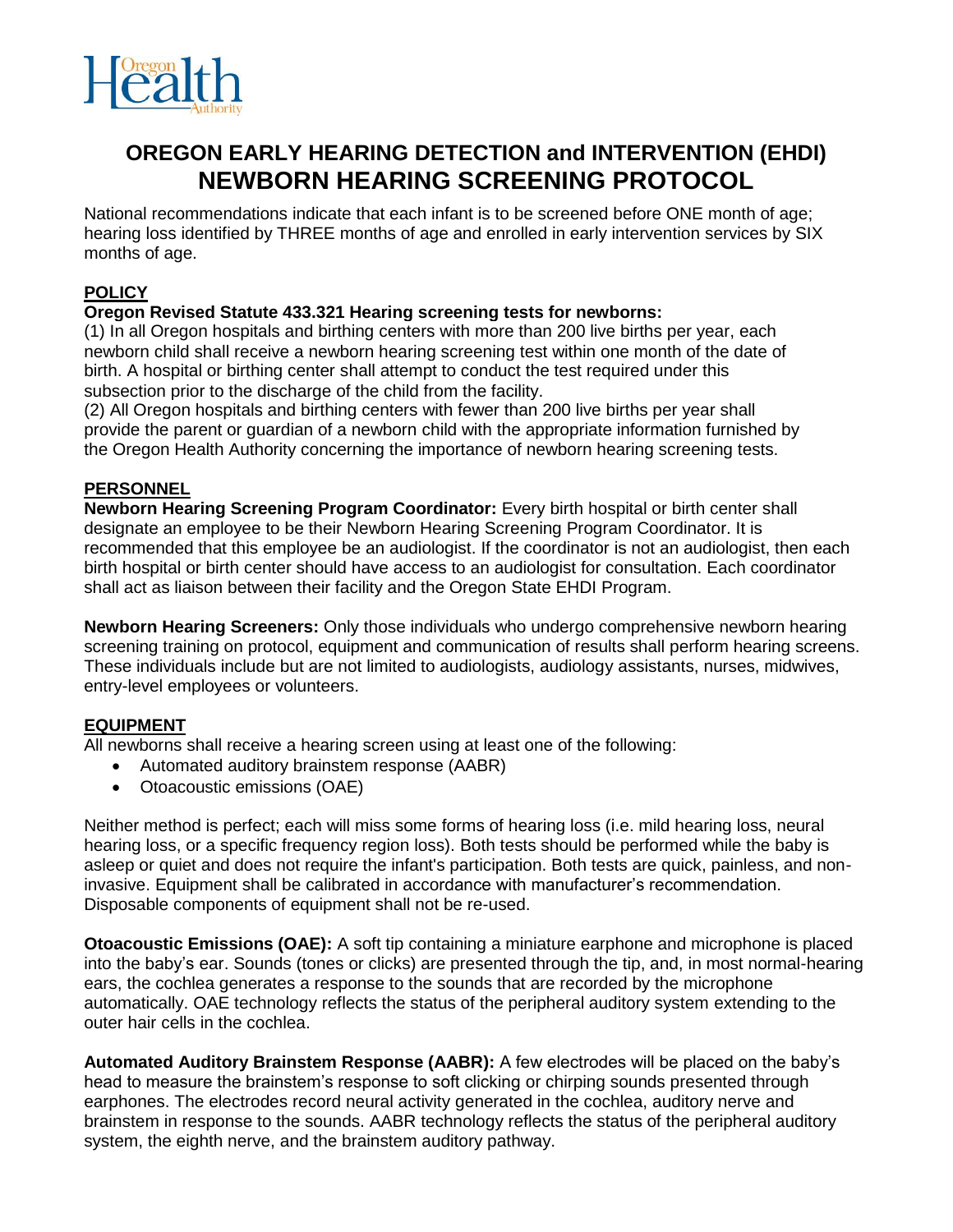# OREGON EARLY HEARING DETECTION and INTERVENTION (EHDI)
# NEWBORN HEARING SCREENING PROTOCOL

National recommendations indicate that each infant is to be screened before ONE month of age; hearing loss identified by THREE months of age and enrolled in early intervention services by SIX months of age.

## POLICY

**Oregon Revised Statute 433.321 Hearing screening tests for newborns:**

(1) In all Oregon hospitals and birthing centers with more than 200 live births per year, each newborn child shall receive a newborn hearing screening test within one month of the date of birth. A hospital or birthing center shall attempt to conduct the test required under this subsection prior to the discharge of the child from the facility.

(2) All Oregon hospitals and birthing centers with fewer than 200 live births per year shall provide the parent or guardian of a newborn child with the appropriate information furnished by the Oregon Health Authority concerning the importance of newborn hearing screening tests.

## PERSONNEL

**Newborn Hearing Screening Program Coordinator:** Every birth hospital or birth center shall designate an employee to be their Newborn Hearing Screening Program Coordinator. It is recommended that this employee be an audiologist. If the coordinator is not an audiologist, then each birth hospital or birth center should have access to an audiologist for consultation. Each coordinator shall act as liaison between their facility and the Oregon State EHDI Program.

**Newborn Hearing Screeners:** Only those individuals who undergo comprehensive newborn hearing screening training on protocol, equipment and communication of results shall perform hearing screens. These individuals include but are not limited to audiologists, audiology assistants, nurses, midwives, entry-level employees or volunteers.

## EQUIPMENT

All newborns shall receive a hearing screen using at least one of the following:

- Automated auditory brainstem response (AABR)
- Otoacoustic emissions (OAE)

Neither method is perfect; each will miss some forms of hearing loss (i.e. mild hearing loss, neural hearing loss, or a specific frequency region loss). Both tests should be performed while the baby is asleep or quiet and does not require the infant's participation. Both tests are quick, painless, and non-invasive. Equipment shall be calibrated in accordance with manufacturer's recommendation. Disposable components of equipment shall not be re-used.

**Otoacoustic Emissions (OAE):** A soft tip containing a miniature earphone and microphone is placed into the baby's ear. Sounds (tones or clicks) are presented through the tip, and, in most normal-hearing ears, the cochlea generates a response to the sounds that are recorded by the microphone automatically. OAE technology reflects the status of the peripheral auditory system extending to the outer hair cells in the cochlea.

**Automated Auditory Brainstem Response (AABR):** A few electrodes will be placed on the baby's head to measure the brainstem's response to soft clicking or chirping sounds presented through earphones. The electrodes record neural activity generated in the cochlea, auditory nerve and brainstem in response to the sounds. AABR technology reflects the status of the peripheral auditory system, the eighth nerve, and the brainstem auditory pathway.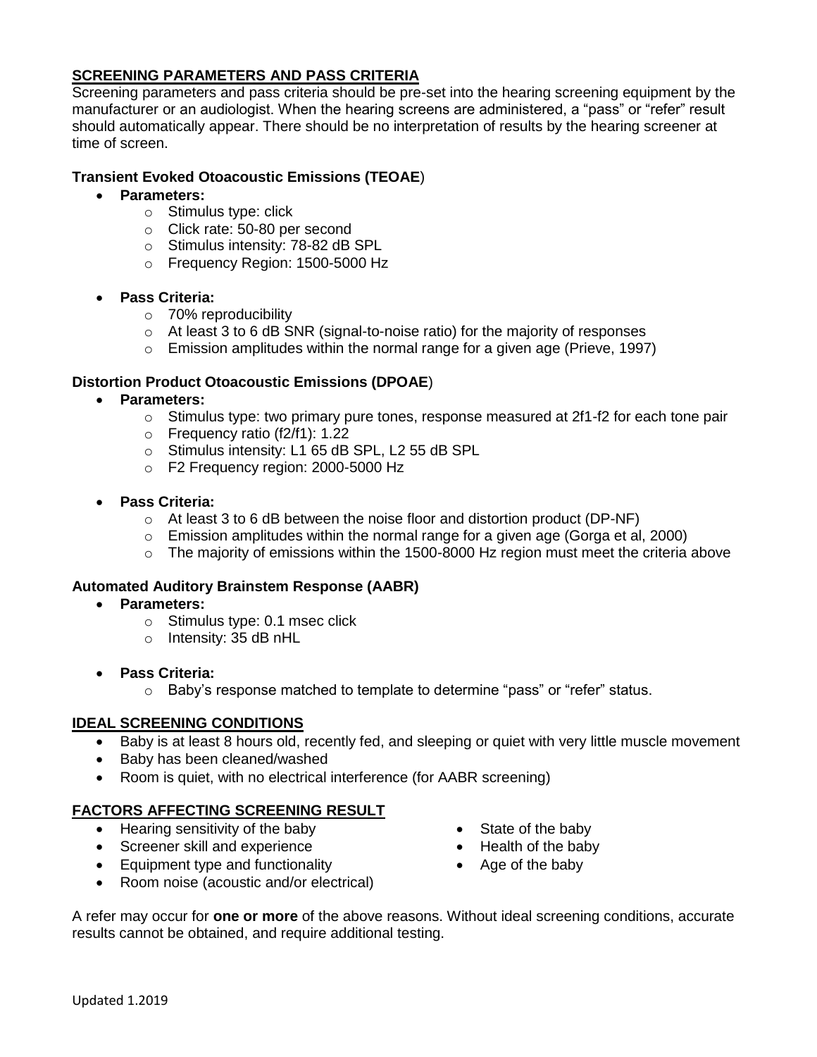## SCREENING PARAMETERS AND PASS CRITERIA

Screening parameters and pass criteria should be pre-set into the hearing screening equipment by the manufacturer or an audiologist. When the hearing screens are administered, a "pass" or "refer" result should automatically appear. There should be no interpretation of results by the hearing screener at time of screen.

### Transient Evoked Otoacoustic Emissions (TEOAE)

- **Parameters:**
  - Stimulus type: click
  - Click rate: 50-80 per second
  - Stimulus intensity: 78-82 dB SPL
  - Frequency Region: 1500-5000 Hz
- **Pass Criteria:**
  - 70% reproducibility
  - At least 3 to 6 dB SNR (signal-to-noise ratio) for the majority of responses
  - Emission amplitudes within the normal range for a given age (Prieve, 1997)

### Distortion Product Otoacoustic Emissions (DPOAE)

- **Parameters:**
  - Stimulus type: two primary pure tones, response measured at 2f1-f2 for each tone pair
  - Frequency ratio (f2/f1): 1.22
  - Stimulus intensity: L1 65 dB SPL, L2 55 dB SPL
  - F2 Frequency region: 2000-5000 Hz
- **Pass Criteria:**
  - At least 3 to 6 dB between the noise floor and distortion product (DP-NF)
  - Emission amplitudes within the normal range for a given age (Gorga et al, 2000)
  - The majority of emissions within the 1500-8000 Hz region must meet the criteria above

### Automated Auditory Brainstem Response (AABR)

- **Parameters:**
  - Stimulus type: 0.1 msec click
  - Intensity: 35 dB nHL
- **Pass Criteria:**
  - Baby's response matched to template to determine "pass" or "refer" status.

## IDEAL SCREENING CONDITIONS

- Baby is at least 8 hours old, recently fed, and sleeping or quiet with very little muscle movement
- Baby has been cleaned/washed
- Room is quiet, with no electrical interference (for AABR screening)

## FACTORS AFFECTING SCREENING RESULT

- Hearing sensitivity of the baby
- Screener skill and experience
- Equipment type and functionality
- Room noise (acoustic and/or electrical)
- State of the baby
- Health of the baby
- Age of the baby

A refer may occur for **one or more** of the above reasons. Without ideal screening conditions, accurate results cannot be obtained, and require additional testing.

Updated 1.2019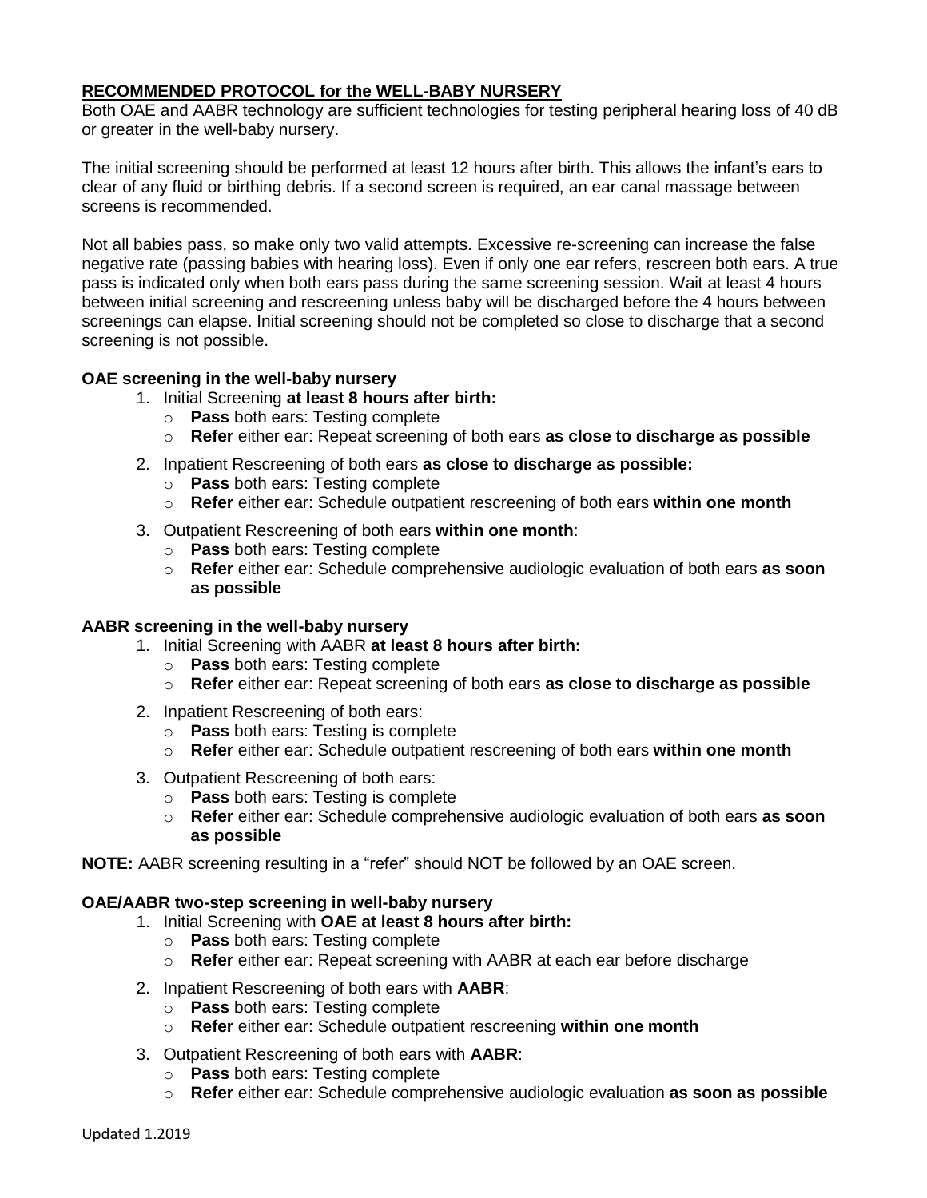**RECOMMENDED PROTOCOL for the WELL-BABY NURSERY**

Both OAE and AABR technology are sufficient technologies for testing peripheral hearing loss of 40 dB or greater in the well-baby nursery.

The initial screening should be performed at least 12 hours after birth. This allows the infant's ears to clear of any fluid or birthing debris. If a second screen is required, an ear canal massage between screens is recommended.

Not all babies pass, so make only two valid attempts. Excessive re-screening can increase the false negative rate (passing babies with hearing loss). Even if only one ear refers, rescreen both ears. A true pass is indicated only when both ears pass during the same screening session. Wait at least 4 hours between initial screening and rescreening unless baby will be discharged before the 4 hours between screenings can elapse. Initial screening should not be completed so close to discharge that a second screening is not possible.

**OAE screening in the well-baby nursery**

1. Initial Screening **at least 8 hours after birth:**
   - **Pass** both ears: Testing complete
   - **Refer** either ear: Repeat screening of both ears **as close to discharge as possible**
2. Inpatient Rescreening of both ears **as close to discharge as possible:**
   - **Pass** both ears: Testing complete
   - **Refer** either ear: Schedule outpatient rescreening of both ears **within one month**
3. Outpatient Rescreening of both ears **within one month**:
   - **Pass** both ears: Testing complete
   - **Refer** either ear: Schedule comprehensive audiologic evaluation of both ears **as soon as possible**

**AABR screening in the well-baby nursery**

1. Initial Screening with AABR **at least 8 hours after birth:**
   - **Pass** both ears: Testing complete
   - **Refer** either ear: Repeat screening of both ears **as close to discharge as possible**
2. Inpatient Rescreening of both ears:
   - **Pass** both ears: Testing is complete
   - **Refer** either ear: Schedule outpatient rescreening of both ears **within one month**
3. Outpatient Rescreening of both ears:
   - **Pass** both ears: Testing is complete
   - **Refer** either ear: Schedule comprehensive audiologic evaluation of both ears **as soon as possible**

**NOTE:** AABR screening resulting in a "refer" should NOT be followed by an OAE screen.

**OAE/AABR two-step screening in well-baby nursery**

1. Initial Screening with **OAE at least 8 hours after birth:**
   - **Pass** both ears: Testing complete
   - **Refer** either ear: Repeat screening with AABR at each ear before discharge
2. Inpatient Rescreening of both ears with **AABR**:
   - **Pass** both ears: Testing complete
   - **Refer** either ear: Schedule outpatient rescreening **within one month**
3. Outpatient Rescreening of both ears with **AABR**:
   - **Pass** both ears: Testing complete
   - **Refer** either ear: Schedule comprehensive audiologic evaluation **as soon as possible**

Updated 1.2019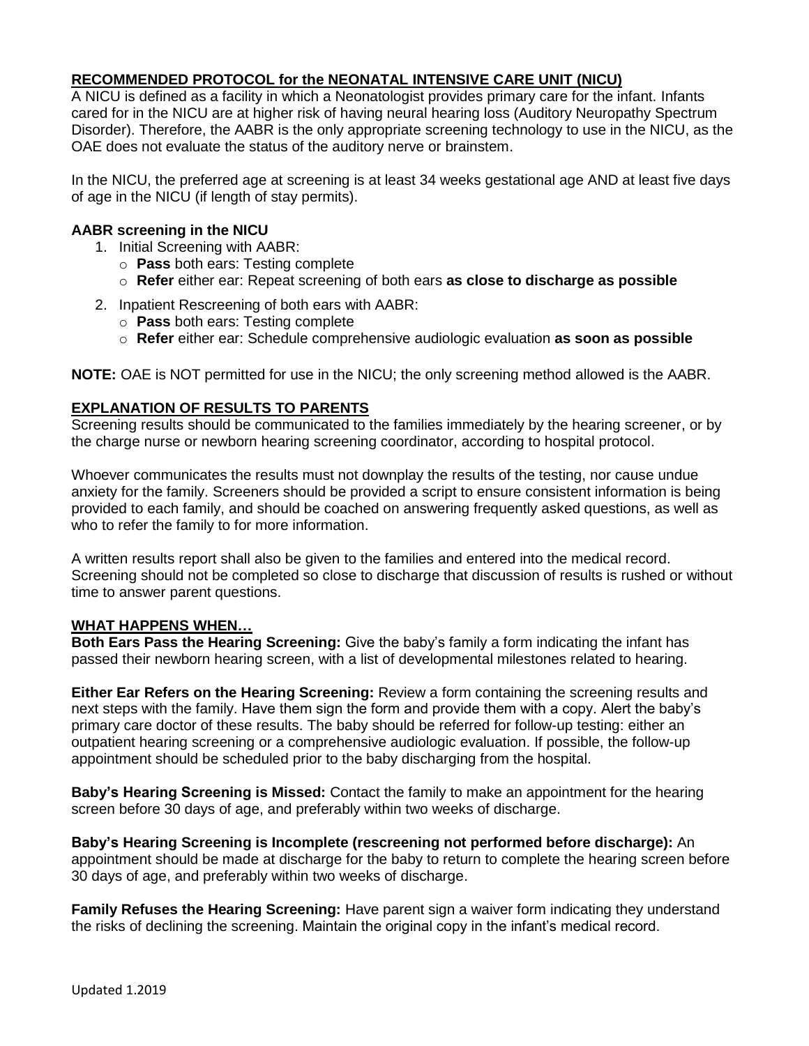## RECOMMENDED PROTOCOL for the NEONATAL INTENSIVE CARE UNIT (NICU)

A NICU is defined as a facility in which a Neonatologist provides primary care for the infant. Infants cared for in the NICU are at higher risk of having neural hearing loss (Auditory Neuropathy Spectrum Disorder). Therefore, the AABR is the only appropriate screening technology to use in the NICU, as the OAE does not evaluate the status of the auditory nerve or brainstem.

In the NICU, the preferred age at screening is at least 34 weeks gestational age AND at least five days of age in the NICU (if length of stay permits).

### AABR screening in the NICU

1. Initial Screening with AABR:
   - **Pass** both ears: Testing complete
   - **Refer** either ear: Repeat screening of both ears **as close to discharge as possible**
2. Inpatient Rescreening of both ears with AABR:
   - **Pass** both ears: Testing complete
   - **Refer** either ear: Schedule comprehensive audiologic evaluation **as soon as possible**

**NOTE:** OAE is NOT permitted for use in the NICU; the only screening method allowed is the AABR.

## EXPLANATION OF RESULTS TO PARENTS

Screening results should be communicated to the families immediately by the hearing screener, or by the charge nurse or newborn hearing screening coordinator, according to hospital protocol.

Whoever communicates the results must not downplay the results of the testing, nor cause undue anxiety for the family. Screeners should be provided a script to ensure consistent information is being provided to each family, and should be coached on answering frequently asked questions, as well as who to refer the family to for more information.

A written results report shall also be given to the families and entered into the medical record. Screening should not be completed so close to discharge that discussion of results is rushed or without time to answer parent questions.

## WHAT HAPPENS WHEN…

**Both Ears Pass the Hearing Screening:** Give the baby's family a form indicating the infant has passed their newborn hearing screen, with a list of developmental milestones related to hearing.

**Either Ear Refers on the Hearing Screening:** Review a form containing the screening results and next steps with the family. Have them sign the form and provide them with a copy. Alert the baby's primary care doctor of these results. The baby should be referred for follow-up testing: either an outpatient hearing screening or a comprehensive audiologic evaluation. If possible, the follow-up appointment should be scheduled prior to the baby discharging from the hospital.

**Baby's Hearing Screening is Missed:** Contact the family to make an appointment for the hearing screen before 30 days of age, and preferably within two weeks of discharge.

**Baby's Hearing Screening is Incomplete (rescreening not performed before discharge):** An appointment should be made at discharge for the baby to return to complete the hearing screen before 30 days of age, and preferably within two weeks of discharge.

**Family Refuses the Hearing Screening:** Have parent sign a waiver form indicating they understand the risks of declining the screening. Maintain the original copy in the infant's medical record.

Updated 1.2019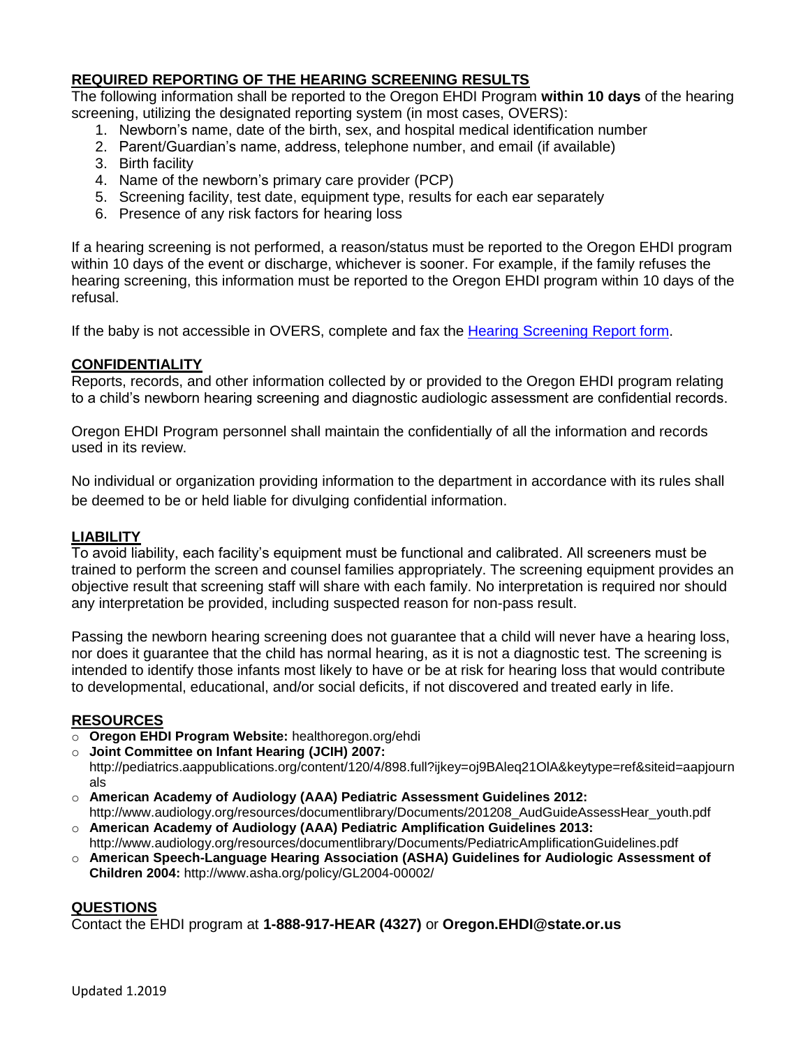## REQUIRED REPORTING OF THE HEARING SCREENING RESULTS

The following information shall be reported to the Oregon EHDI Program **within 10 days** of the hearing screening, utilizing the designated reporting system (in most cases, OVERS):

1. Newborn's name, date of the birth, sex, and hospital medical identification number
2. Parent/Guardian's name, address, telephone number, and email (if available)
3. Birth facility
4. Name of the newborn's primary care provider (PCP)
5. Screening facility, test date, equipment type, results for each ear separately
6. Presence of any risk factors for hearing loss

If a hearing screening is not performed, a reason/status must be reported to the Oregon EHDI program within 10 days of the event or discharge, whichever is sooner. For example, if the family refuses the hearing screening, this information must be reported to the Oregon EHDI program within 10 days of the refusal.

If the baby is not accessible in OVERS, complete and fax the Hearing Screening Report form.

## CONFIDENTIALITY

Reports, records, and other information collected by or provided to the Oregon EHDI program relating to a child's newborn hearing screening and diagnostic audiologic assessment are confidential records.

Oregon EHDI Program personnel shall maintain the confidentially of all the information and records used in its review.

No individual or organization providing information to the department in accordance with its rules shall be deemed to be or held liable for divulging confidential information.

## LIABILITY

To avoid liability, each facility's equipment must be functional and calibrated. All screeners must be trained to perform the screen and counsel families appropriately. The screening equipment provides an objective result that screening staff will share with each family. No interpretation is required nor should any interpretation be provided, including suspected reason for non-pass result.

Passing the newborn hearing screening does not guarantee that a child will never have a hearing loss, nor does it guarantee that the child has normal hearing, as it is not a diagnostic test. The screening is intended to identify those infants most likely to have or be at risk for hearing loss that would contribute to developmental, educational, and/or social deficits, if not discovered and treated early in life.

## RESOURCES

- **Oregon EHDI Program Website:** healthoregon.org/ehdi
- **Joint Committee on Infant Hearing (JCIH) 2007:** http://pediatrics.aappublications.org/content/120/4/898.full?ijkey=oj9BAleq21OlA&keytype=ref&siteid=aapjournals
- **American Academy of Audiology (AAA) Pediatric Assessment Guidelines 2012:** http://www.audiology.org/resources/documentlibrary/Documents/201208_AudGuideAssessHear_youth.pdf
- **American Academy of Audiology (AAA) Pediatric Amplification Guidelines 2013:** http://www.audiology.org/resources/documentlibrary/Documents/PediatricAmplificationGuidelines.pdf
- **American Speech-Language Hearing Association (ASHA) Guidelines for Audiologic Assessment of Children 2004:** http://www.asha.org/policy/GL2004-00002/

## QUESTIONS

Contact the EHDI program at **1-888-917-HEAR (4327)** or **Oregon.EHDI@state.or.us**

Updated 1.2019